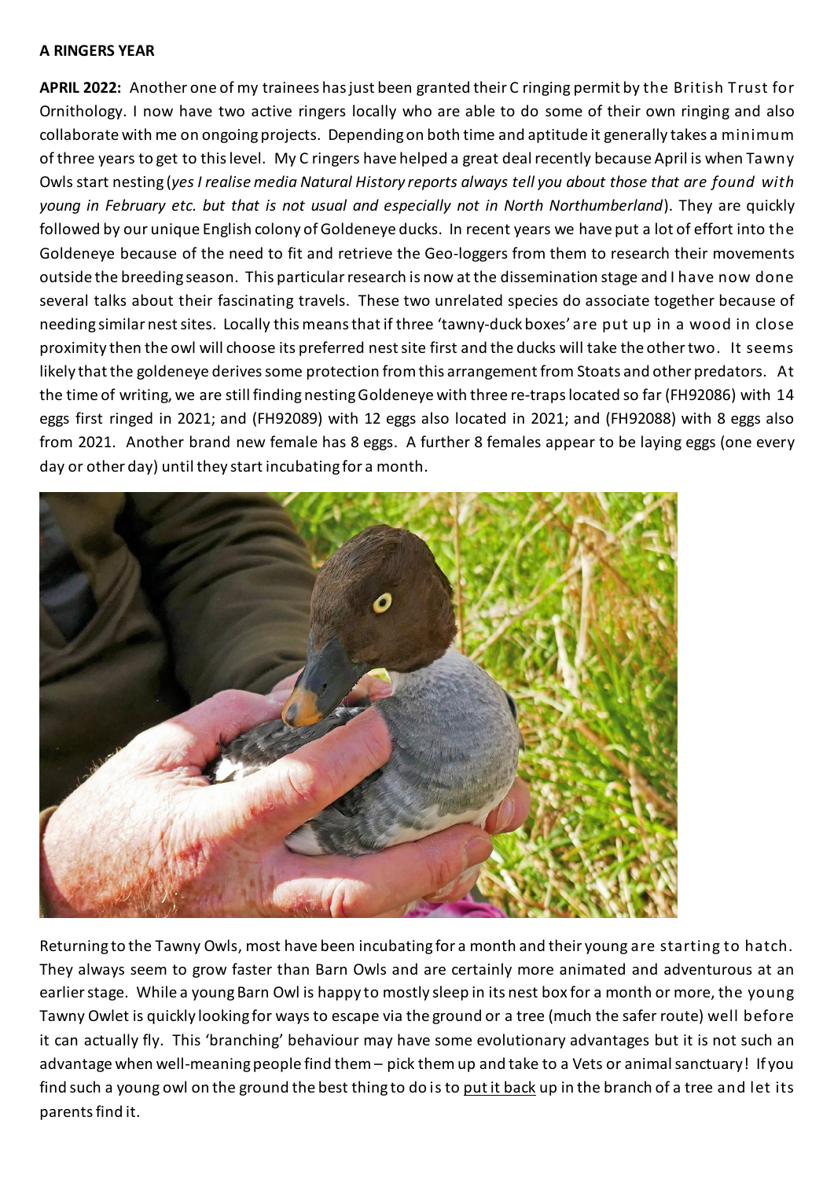**A RINGERS YEAR**

**APRIL 2022:** Another one of my trainees has just been granted their C ringing permit by the British Trust for Ornithology. I now have two active ringers locally who are able to do some of their own ringing and also collaborate with me on ongoing projects. Depending on both time and aptitude it generally takes a minimum of three years to get to this level. My C ringers have helped a great deal recently because April is when Tawny Owls start nesting (*yes I realise media Natural History reports always tell you about those that are found with young in February etc. but that is not usual and especially not in North Northumberland*). They are quickly followed by our unique English colony of Goldeneye ducks. In recent years we have put a lot of effort into the Goldeneye because of the need to fit and retrieve the Geo-loggers from them to research their movements outside the breeding season. This particular research is now at the dissemination stage and I have now done several talks about their fascinating travels. These two unrelated species do associate together because of needing similar nest sites. Locally this means that if three 'tawny-duck boxes' are put up in a wood in close proximity then the owl will choose its preferred nest site first and the ducks will take the other two. It seems likely that the goldeneye derives some protection from this arrangement from Stoats and other predators. At the time of writing, we are still finding nesting Goldeneye with three re-traps located so far (FH92086) with 14 eggs first ringed in 2021; and (FH92089) with 12 eggs also located in 2021; and (FH92088) with 8 eggs also from 2021. Another brand new female has 8 eggs. A further 8 females appear to be laying eggs (one every day or other day) until they start incubating for a month.

Returning to the Tawny Owls, most have been incubating for a month and their young are starting to hatch. They always seem to grow faster than Barn Owls and are certainly more animated and adventurous at an earlier stage. While a young Barn Owl is happy to mostly sleep in its nest box for a month or more, the young Tawny Owlet is quickly looking for ways to escape via the ground or a tree (much the safer route) well before it can actually fly. This 'branching' behaviour may have some evolutionary advantages but it is not such an advantage when well-meaning people find them – pick them up and take to a Vets or animal sanctuary! If you find such a young owl on the ground the best thing to do is to put it back up in the branch of a tree and let its parents find it.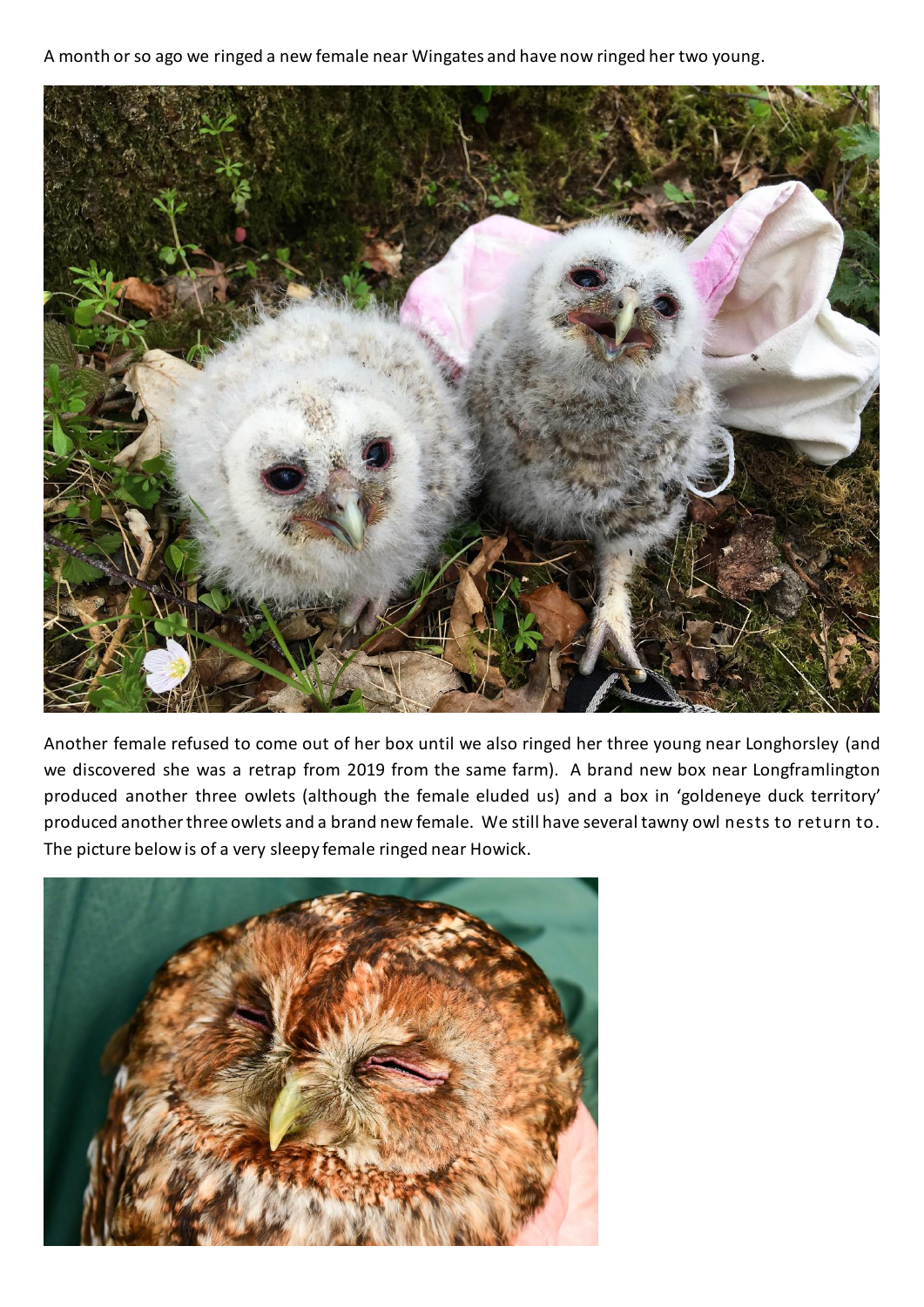A month or so ago we ringed a new female near Wingates and have now ringed her two young.

Another female refused to come out of her box until we also ringed her three young near Longhorsley (and we discovered she was a retrap from 2019 from the same farm). A brand new box near Longframlington produced another three owlets (although the female eluded us) and a box in 'goldeneye duck territory' produced another three owlets and a brand new female. We still have several tawny owl nests to return to. The picture below is of a very sleepy female ringed near Howick.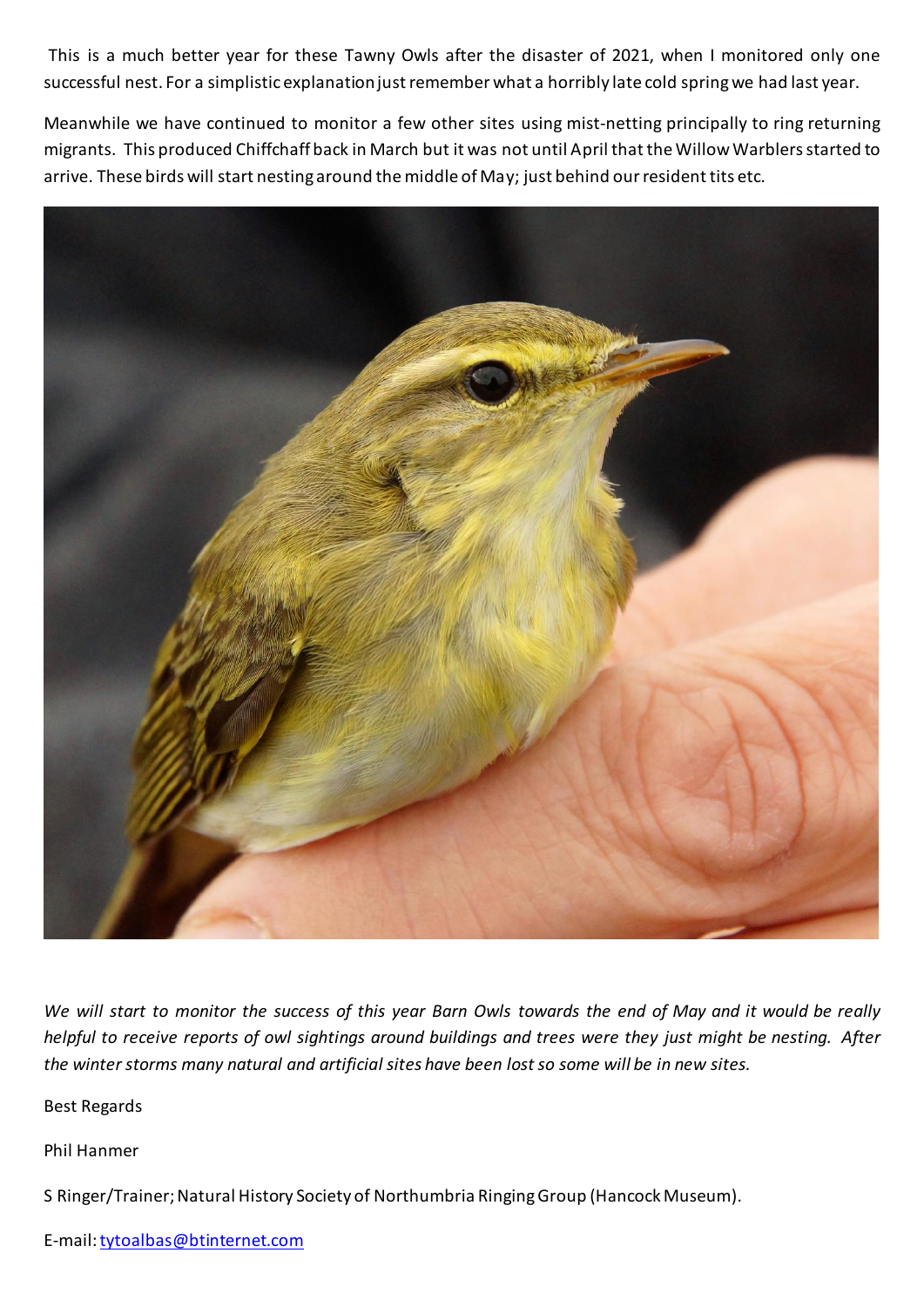This is a much better year for these Tawny Owls after the disaster of 2021, when I monitored only one successful nest. For a simplistic explanation just remember what a horribly late cold spring we had last year.

Meanwhile we have continued to monitor a few other sites using mist-netting principally to ring returning migrants. This produced Chiffchaff back in March but it was not until April that the Willow Warblers started to arrive. These birds will start nesting around the middle of May; just behind our resident tits etc.

*We will start to monitor the success of this year Barn Owls towards the end of May and it would be really helpful to receive reports of owl sightings around buildings and trees were they just might be nesting. After the winter storms many natural and artificial sites have been lost so some will be in new sites.*

Best Regards

Phil Hanmer

S Ringer/Trainer; Natural History Society of Northumbria Ringing Group (Hancock Museum).

E-mail: tytoalbas@btinternet.com